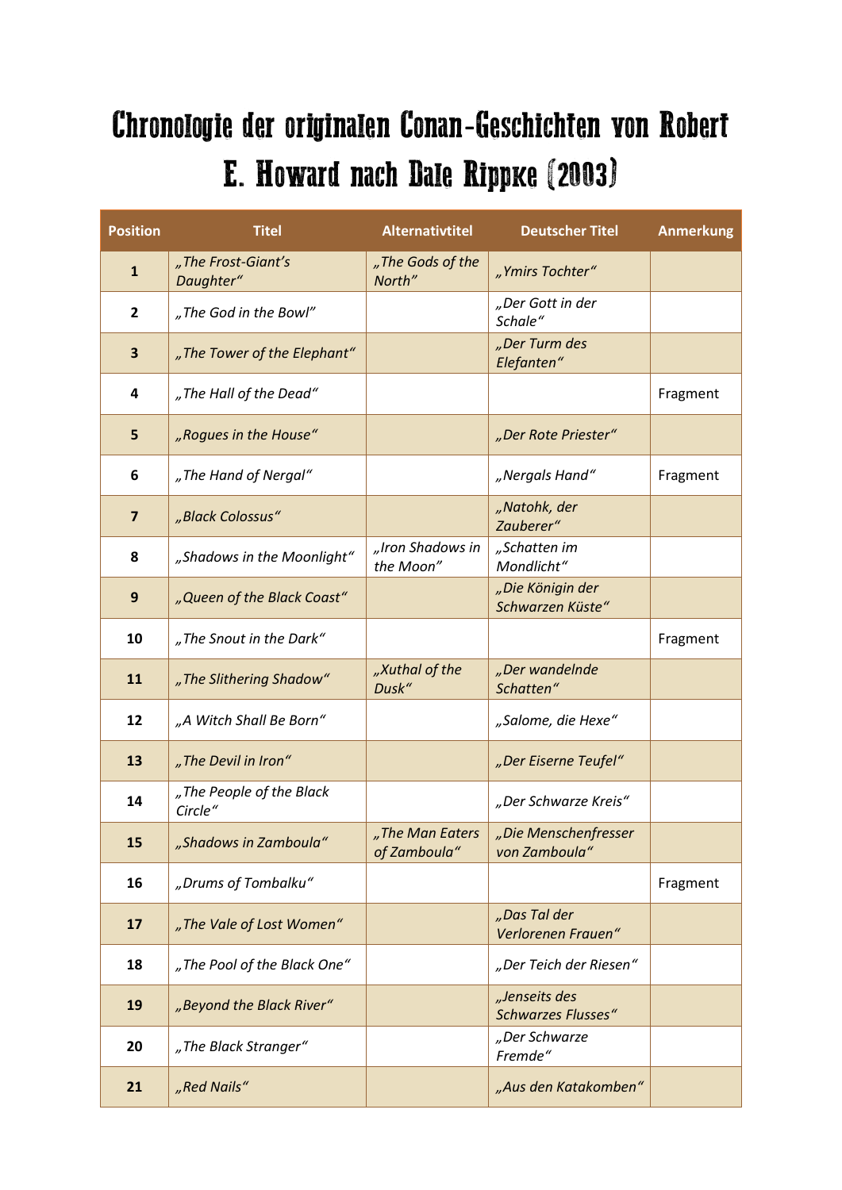# Chronologie der originalen Conan-Geschichten von Robert E. Howard nach Dale Rippke (2003)

| Position | Titel | Alternativtitel | Deutscher Titel | Anmerkung |
|---|---|---|---|---|
| **1** | *„The Frost-Giant's Daughter"* | *„The Gods of the North"* | *„Ymirs Tochter"* | |
| **2** | *„The God in the Bowl"* | | *„Der Gott in der Schale"* | |
| **3** | *„The Tower of the Elephant"* | | *„Der Turm des Elefanten"* | |
| **4** | *„The Hall of the Dead"* | | | Fragment |
| **5** | *„Rogues in the House"* | | *„Der Rote Priester"* | |
| **6** | *„The Hand of Nergal"* | | *„Nergals Hand"* | Fragment |
| **7** | *„Black Colossus"* | | *„Natohk, der Zauberer"* | |
| **8** | *„Shadows in the Moonlight"* | *„Iron Shadows in the Moon"* | *„Schatten im Mondlicht"* | |
| **9** | *„Queen of the Black Coast"* | | *„Die Königin der Schwarzen Küste"* | |
| **10** | *„The Snout in the Dark"* | | | Fragment |
| **11** | *„The Slithering Shadow"* | *„Xuthal of the Dusk"* | *„Der wandelnde Schatten"* | |
| **12** | *„A Witch Shall Be Born"* | | *„Salome, die Hexe"* | |
| **13** | *„The Devil in Iron"* | | *„Der Eiserne Teufel"* | |
| **14** | *„The People of the Black Circle"* | | *„Der Schwarze Kreis"* | |
| **15** | *„Shadows in Zamboula"* | *„The Man Eaters of Zamboula"* | *„Die Menschenfresser von Zamboula"* | |
| **16** | *„Drums of Tombalku"* | | | Fragment |
| **17** | *„The Vale of Lost Women"* | | *„Das Tal der Verlorenen Frauen"* | |
| **18** | *„The Pool of the Black One"* | | *„Der Teich der Riesen"* | |
| **19** | *„Beyond the Black River"* | | *„Jenseits des Schwarzes Flusses"* | |
| **20** | *„The Black Stranger"* | | *„Der Schwarze Fremde"* | |
| **21** | *„Red Nails"* | | *„Aus den Katakomben"* | |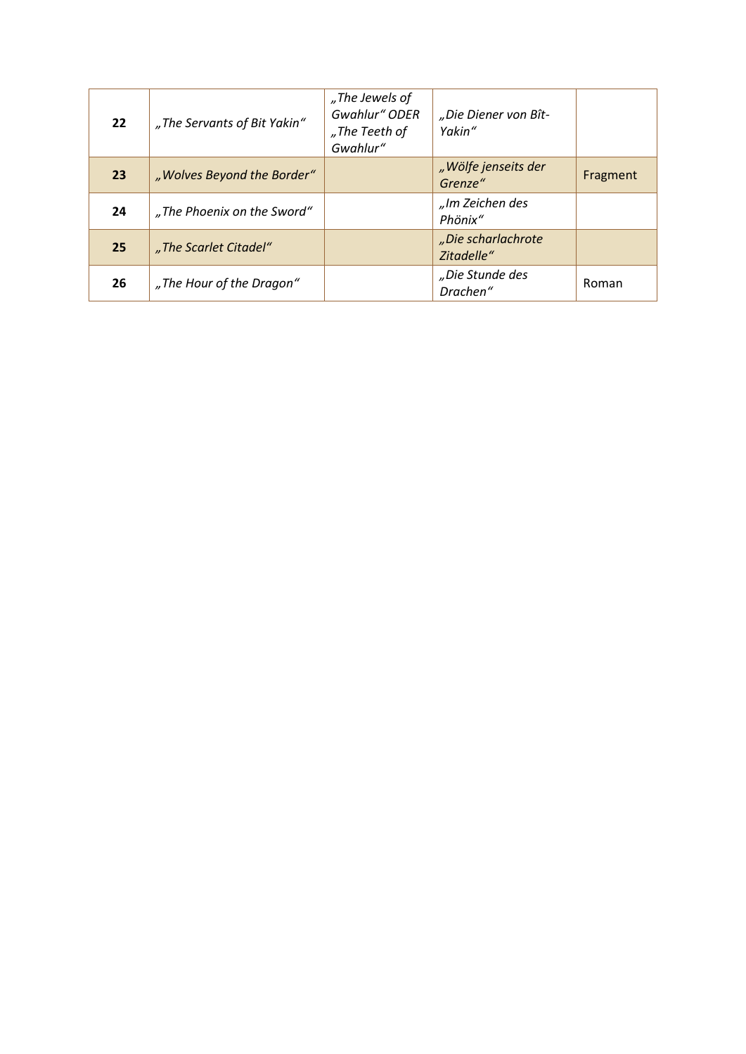| | | | | |
|---|---|---|---|---|
| **22** | *„The Servants of Bit Yakin"* | *„The Jewels of Gwahlur" ODER „The Teeth of Gwahlur"* | *„Die Diener von Bît-Yakin"* | |
| **23** | *„Wolves Beyond the Border"* | | *„Wölfe jenseits der Grenze"* | Fragment |
| **24** | *„The Phoenix on the Sword"* | | *„Im Zeichen des Phönix"* | |
| **25** | *„The Scarlet Citadel"* | | *„Die scharlachrote Zitadelle"* | |
| **26** | *„The Hour of the Dragon"* | | *„Die Stunde des Drachen"* | Roman |